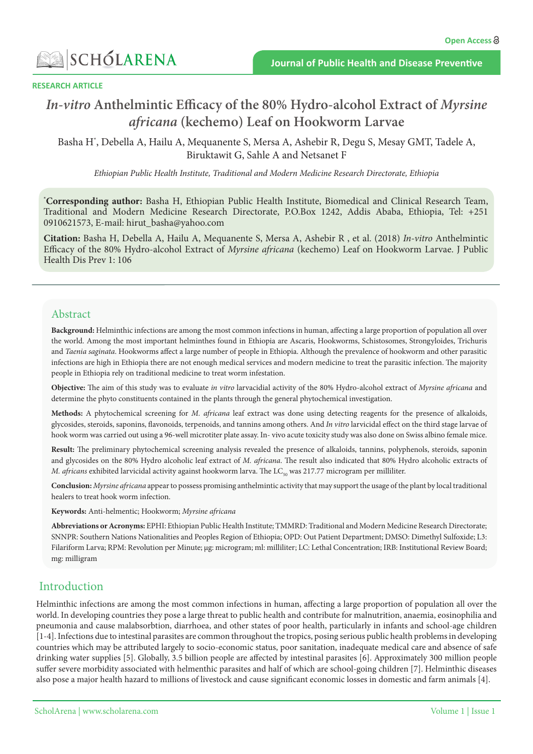RESEARCH ARTICLE

# *In-vitro* Anthelmintic Efficacy of the 80% Hydro-alcohol Extract of *Myrsine africana* (kechemo) Leaf on Hookworm Larvae

Basha H[*], Debella A, Hailu A, Mequanente S, Mersa A, Ashebir R, Degu S, Mesay GMT, Tadele A, Biruktawit G, Sahle A and Netsanet F

*Ethiopian Public Health Institute, Traditional and Modern Medicine Research Directorate, Ethiopia*

[*]**Corresponding author:** Basha H, Ethiopian Public Health Institute, Biomedical and Clinical Research Team, Traditional and Modern Medicine Research Directorate, P.O.Box 1242, Addis Ababa, Ethiopia, Tel: +251 0910621573, E-mail: hirut_basha@yahoo.com

**Citation:** Basha H, Debella A, Hailu A, Mequanente S, Mersa A, Ashebir R , et al. (2018) *In-vitro* Anthelmintic Efficacy of the 80% Hydro-alcohol Extract of *Myrsine africana* (kechemo) Leaf on Hookworm Larvae. J Public Health Dis Prev 1: 106

## Abstract

**Background:** Helminthic infections are among the most common infections in human, affecting a large proportion of population all over the world. Among the most important helminthes found in Ethiopia are Ascaris, Hookworms, Schistosomes, Strongyloides, Trichuris and *Taenia saginata*. Hookworms affect a large number of people in Ethiopia. Although the prevalence of hookworm and other parasitic infections are high in Ethiopia there are not enough medical services and modern medicine to treat the parasitic infection. The majority people in Ethiopia rely on traditional medicine to treat worm infestation.

**Objective:** The aim of this study was to evaluate *in vitro* larvacidial activity of the 80% Hydro-alcohol extract of *Myrsine africana* and determine the phyto constituents contained in the plants through the general phytochemical investigation.

**Methods:** A phytochemical screening for *M. africana* leaf extract was done using detecting reagents for the presence of alkaloids, glycosides, steroids, saponins, flavonoids, terpenoids, and tannins among others. And *In vitro* larvicidal effect on the third stage larvae of hook worm was carried out using a 96-well microtiter plate assay. In- vivo acute toxicity study was also done on Swiss albino female mice.

**Result:** The preliminary phytochemical screening analysis revealed the presence of alkaloids, tannins, polyphenols, steroids, saponin and glycosides on the 80% Hydro alcoholic leaf extract of *M. africana*. The result also indicated that 80% Hydro alcoholic extracts of *M. africans* exhibited larvicidal activity against hookworm larva. The $LC_{50}$ was 217.77 microgram per milliliter.

**Conclusion:** *Myrsine africana* appear to possess promising anthelmintic activity that may support the usage of the plant by local traditional healers to treat hook worm infection.

**Keywords:** Anti-helmentic; Hookworm; *Myrsine africana*

**Abbreviations or Acronyms:** EPHI: Ethiopian Public Health Institute; TMMRD: Traditional and Modern Medicine Research Directorate; SNNPR: Southern Nations Nationalities and Peoples Region of Ethiopia; OPD: Out Patient Department; DMSO: Dimethyl Sulfoxide; L3: Filariform Larva; RPM: Revolution per Minute; μg: microgram; ml: milliliter; LC: Lethal Concentration; IRB: Institutional Review Board; mg: milligram

## Introduction

Helminthic infections are among the most common infections in human, affecting a large proportion of population all over the world. In developing countries they pose a large threat to public health and contribute for malnutrition, anaemia, eosinophilia and pneumonia and cause malabsorbtion, diarrhoea, and other states of poor health, particularly in infants and school-age children [1-4]. Infections due to intestinal parasites are common throughout the tropics, posing serious public health problems in developing countries which may be attributed largely to socio-economic status, poor sanitation, inadequate medical care and absence of safe drinking water supplies [5]. Globally, 3.5 billion people are affected by intestinal parasites [6]. Approximately 300 million people suffer severe morbidity associated with helmenthic parasites and half of which are school-going children [7]. Helminthic diseases also pose a major health hazard to millions of livestock and cause significant economic losses in domestic and farm animals [4].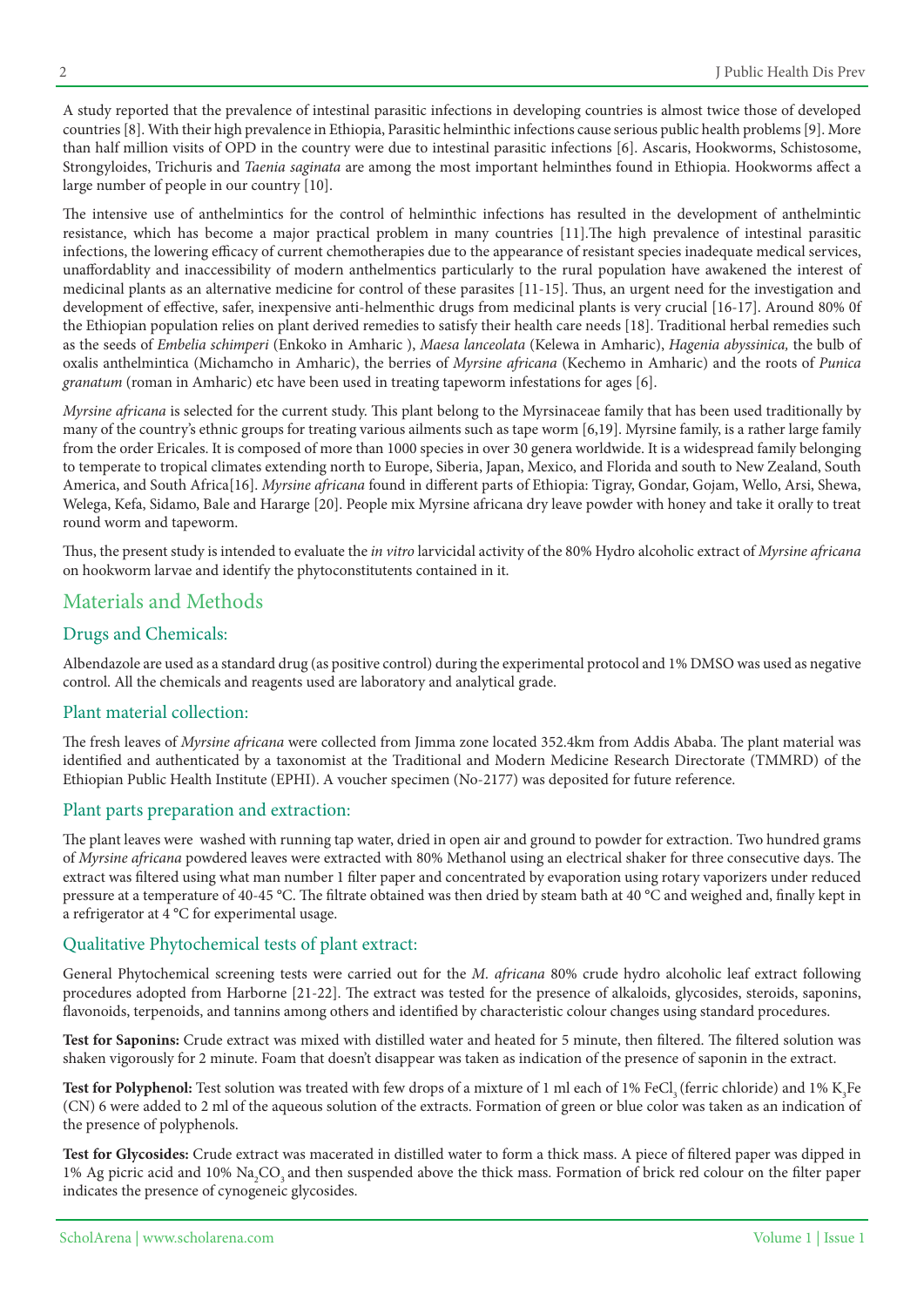A study reported that the prevalence of intestinal parasitic infections in developing countries is almost twice those of developed countries [8]. With their high prevalence in Ethiopia, Parasitic helminthic infections cause serious public health problems [9]. More than half million visits of OPD in the country were due to intestinal parasitic infections [6]. Ascaris, Hookworms, Schistosome, Strongyloides, Trichuris and *Taenia saginata* are among the most important helminthes found in Ethiopia. Hookworms affect a large number of people in our country [10].

The intensive use of anthelmintics for the control of helminthic infections has resulted in the development of anthelmintic resistance, which has become a major practical problem in many countries [11].The high prevalence of intestinal parasitic infections, the lowering efficacy of current chemotherapies due to the appearance of resistant species inadequate medical services, unaffordablity and inaccessibility of modern anthelmentics particularly to the rural population have awakened the interest of medicinal plants as an alternative medicine for control of these parasites [11-15]. Thus, an urgent need for the investigation and development of effective, safer, inexpensive anti-helmenthic drugs from medicinal plants is very crucial [16-17]. Around 80% 0f the Ethiopian population relies on plant derived remedies to satisfy their health care needs [18]. Traditional herbal remedies such as the seeds of *Embelia schimperi* (Enkoko in Amharic ), *Maesa lanceolata* (Kelewa in Amharic), *Hagenia abyssinica,* the bulb of oxalis anthelmintica (Michamcho in Amharic), the berries of *Myrsine africana* (Kechemo in Amharic) and the roots of *Punica granatum* (roman in Amharic) etc have been used in treating tapeworm infestations for ages [6].

*Myrsine africana* is selected for the current study. This plant belong to the Myrsinaceae family that has been used traditionally by many of the country's ethnic groups for treating various ailments such as tape worm [6,19]. Myrsine family, is a rather large family from the order Ericales. It is composed of more than 1000 species in over 30 genera worldwide. It is a widespread family belonging to temperate to tropical climates extending north to Europe, Siberia, Japan, Mexico, and Florida and south to New Zealand, South America, and South Africa[16]. *Myrsine africana* found in different parts of Ethiopia: Tigray, Gondar, Gojam, Wello, Arsi, Shewa, Welega, Kefa, Sidamo, Bale and Hararge [20]. People mix Myrsine africana dry leave powder with honey and take it orally to treat round worm and tapeworm.

Thus, the present study is intended to evaluate the *in vitro* larvicidal activity of the 80% Hydro alcoholic extract of *Myrsine africana* on hookworm larvae and identify the phytoconstitutents contained in it.

## Materials and Methods

### Drugs and Chemicals:

Albendazole are used as a standard drug (as positive control) during the experimental protocol and 1% DMSO was used as negative control. All the chemicals and reagents used are laboratory and analytical grade.

### Plant material collection:

The fresh leaves of *Myrsine africana* were collected from Jimma zone located 352.4km from Addis Ababa. The plant material was identified and authenticated by a taxonomist at the Traditional and Modern Medicine Research Directorate (TMMRD) of the Ethiopian Public Health Institute (EPHI). A voucher specimen (No-2177) was deposited for future reference.

### Plant parts preparation and extraction:

The plant leaves were washed with running tap water, dried in open air and ground to powder for extraction. Two hundred grams of *Myrsine africana* powdered leaves were extracted with 80% Methanol using an electrical shaker for three consecutive days. The extract was filtered using what man number 1 filter paper and concentrated by evaporation using rotary vaporizers under reduced pressure at a temperature of 40-45 °C. The filtrate obtained was then dried by steam bath at 40 °C and weighed and, finally kept in a refrigerator at 4 °C for experimental usage.

### Qualitative Phytochemical tests of plant extract:

General Phytochemical screening tests were carried out for the *M. africana* 80% crude hydro alcoholic leaf extract following procedures adopted from Harborne [21-22]. The extract was tested for the presence of alkaloids, glycosides, steroids, saponins, flavonoids, terpenoids, and tannins among others and identified by characteristic colour changes using standard procedures.

**Test for Saponins:** Crude extract was mixed with distilled water and heated for 5 minute, then filtered. The filtered solution was shaken vigorously for 2 minute. Foam that doesn't disappear was taken as indication of the presence of saponin in the extract.

**Test for Polyphenol:** Test solution was treated with few drops of a mixture of 1 ml each of 1% $FeCl_3$ (ferric chloride) and 1% $K_3Fe(CN)_6$ were added to 2 ml of the aqueous solution of the extracts. Formation of green or blue color was taken as an indication of the presence of polyphenols.

**Test for Glycosides:** Crude extract was macerated in distilled water to form a thick mass. A piece of filtered paper was dipped in 1% Ag picric acid and 10% $Na_2CO_3$ and then suspended above the thick mass. Formation of brick red colour on the filter paper indicates the presence of cynogeneic glycosides.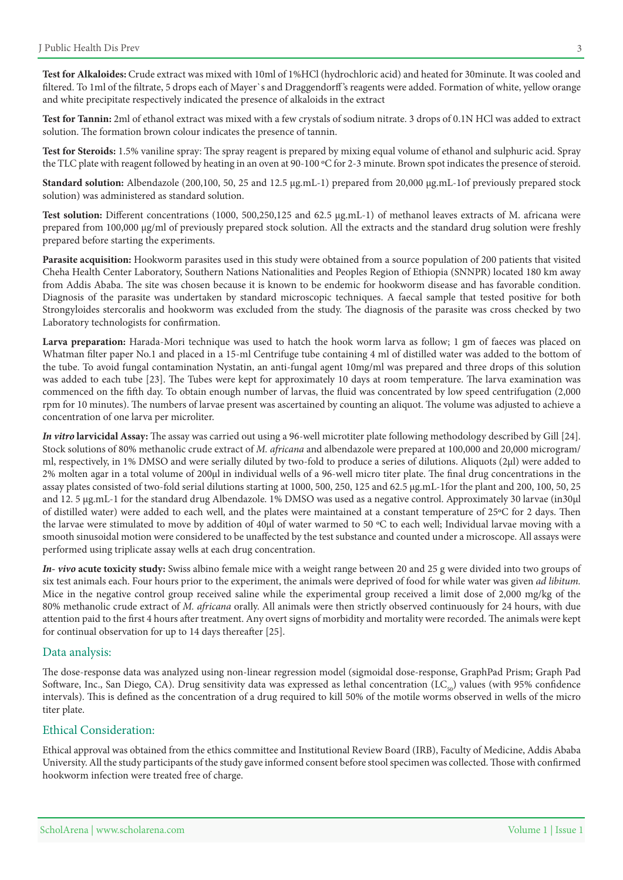**Test for Alkaloides:** Crude extract was mixed with 10ml of 1%HCl (hydrochloric acid) and heated for 30minute. It was cooled and filtered. To 1ml of the filtrate, 5 drops each of Mayer`s and Draggendorff's reagents were added. Formation of white, yellow orange and white precipitate respectively indicated the presence of alkaloids in the extract

**Test for Tannin:** 2ml of ethanol extract was mixed with a few crystals of sodium nitrate. 3 drops of 0.1N HCl was added to extract solution. The formation brown colour indicates the presence of tannin.

**Test for Steroids:** 1.5% vaniline spray: The spray reagent is prepared by mixing equal volume of ethanol and sulphuric acid. Spray the TLC plate with reagent followed by heating in an oven at 90-100 ºC for 2-3 minute. Brown spot indicates the presence of steroid.

**Standard solution:** Albendazole (200,100, 50, 25 and 12.5 µg.mL-1) prepared from 20,000 µg.mL-1of previously prepared stock solution) was administered as standard solution.

**Test solution:** Different concentrations (1000, 500,250,125 and 62.5 µg.mL-1) of methanol leaves extracts of M. africana were prepared from 100,000 µg/ml of previously prepared stock solution. All the extracts and the standard drug solution were freshly prepared before starting the experiments.

**Parasite acquisition:** Hookworm parasites used in this study were obtained from a source population of 200 patients that visited Cheha Health Center Laboratory, Southern Nations Nationalities and Peoples Region of Ethiopia (SNNPR) located 180 km away from Addis Ababa. The site was chosen because it is known to be endemic for hookworm disease and has favorable condition. Diagnosis of the parasite was undertaken by standard microscopic techniques. A faecal sample that tested positive for both Strongyloides stercoralis and hookworm was excluded from the study. The diagnosis of the parasite was cross checked by two Laboratory technologists for confirmation.

**Larva preparation:** Harada-Mori technique was used to hatch the hook worm larva as follow; 1 gm of faeces was placed on Whatman filter paper No.1 and placed in a 15-ml Centrifuge tube containing 4 ml of distilled water was added to the bottom of the tube. To avoid fungal contamination Nystatin, an anti-fungal agent 10mg/ml was prepared and three drops of this solution was added to each tube [23]. The Tubes were kept for approximately 10 days at room temperature. The larva examination was commenced on the fifth day. To obtain enough number of larvas, the fluid was concentrated by low speed centrifugation (2,000 rpm for 10 minutes). The numbers of larvae present was ascertained by counting an aliquot. The volume was adjusted to achieve a concentration of one larva per microliter.

***In vitro* larvicidal Assay:** The assay was carried out using a 96-well microtiter plate following methodology described by Gill [24]. Stock solutions of 80% methanolic crude extract of *M. africana* and albendazole were prepared at 100,000 and 20,000 microgram/ml, respectively, in 1% DMSO and were serially diluted by two-fold to produce a series of dilutions. Aliquots (2µl) were added to 2% molten agar in a total volume of 200µl in individual wells of a 96-well micro titer plate. The final drug concentrations in the assay plates consisted of two-fold serial dilutions starting at 1000, 500, 250, 125 and 62.5 µg.mL-1for the plant and 200, 100, 50, 25 and 12. 5 µg.mL-1 for the standard drug Albendazole. 1% DMSO was used as a negative control. Approximately 30 larvae (in30µl of distilled water) were added to each well, and the plates were maintained at a constant temperature of 25ºC for 2 days. Then the larvae were stimulated to move by addition of 40µl of water warmed to 50 ºC to each well; Individual larvae moving with a smooth sinusoidal motion were considered to be unaffected by the test substance and counted under a microscope. All assays were performed using triplicate assay wells at each drug concentration.

***In- vivo* acute toxicity study:** Swiss albino female mice with a weight range between 20 and 25 g were divided into two groups of six test animals each. Four hours prior to the experiment, the animals were deprived of food for while water was given *ad libitum.* Mice in the negative control group received saline while the experimental group received a limit dose of 2,000 mg/kg of the 80% methanolic crude extract of *M. africana* orally. All animals were then strictly observed continuously for 24 hours, with due attention paid to the first 4 hours after treatment. Any overt signs of morbidity and mortality were recorded. The animals were kept for continual observation for up to 14 days thereafter [25].

## Data analysis:

The dose-response data was analyzed using non-linear regression model (sigmoidal dose-response, GraphPad Prism; Graph Pad Software, Inc., San Diego, CA). Drug sensitivity data was expressed as lethal concentration ($LC_{50}$) values (with 95% confidence intervals). This is defined as the concentration of a drug required to kill 50% of the motile worms observed in wells of the micro titer plate.

## Ethical Consideration:

Ethical approval was obtained from the ethics committee and Institutional Review Board (IRB), Faculty of Medicine, Addis Ababa University. All the study participants of the study gave informed consent before stool specimen was collected. Those with confirmed hookworm infection were treated free of charge.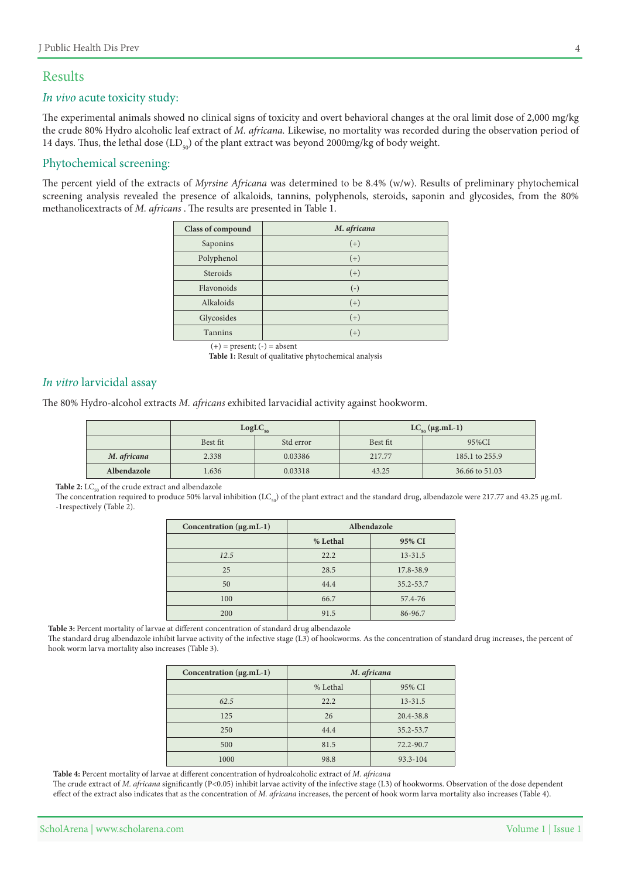## Results

### *In vivo* acute toxicity study:

The experimental animals showed no clinical signs of toxicity and overt behavioral changes at the oral limit dose of 2,000 mg/kg the crude 80% Hydro alcoholic leaf extract of *M. africana.* Likewise, no mortality was recorded during the observation period of 14 days. Thus, the lethal dose ($LD_{50}$) of the plant extract was beyond 2000mg/kg of body weight.

### Phytochemical screening:

The percent yield of the extracts of *Myrsine Africana* was determined to be 8.4% (w/w). Results of preliminary phytochemical screening analysis revealed the presence of alkaloids, tannins, polyphenols, steroids, saponin and glycosides, from the 80% methanolicextracts of *M. africans* . The results are presented in Table 1.

| Class of compound | *M. africana* |
|---|---|
| Saponins | (+) |
| Polyphenol | (+) |
| Steroids | (+) |
| Flavonoids | (-) |
| Alkaloids | (+) |
| Glycosides | (+) |
| Tannins | (+) |

(+) = present; (-) = absent

**Table 1:** Result of qualitative phytochemical analysis

### *In vitro* larvicidal assay

The 80% Hydro-alcohol extracts *M. africans* exhibited larvacidial activity against hookworm.

| | $LogLC_{50}$ | | $LC_{50}$ (μg.mL-1) | |
|---|---|---|---|---|
| | Best fit | Std error | Best fit | 95%CI |
| ***M. africana*** | 2.338 | 0.03386 | 217.77 | 185.1 to 255.9 |
| **Albendazole** | 1.636 | 0.03318 | 43.25 | 36.66 to 51.03 |

**Table 2:** $LC_{50}$ of the crude extract and albendazole

The concentration required to produce 50% larval inhibition ($LC_{50}$) of the plant extract and the standard drug, albendazole were 217.77 and 43.25 μg.mL -1respectively (Table 2).

| Concentration (μg.mL-1) | Albendazole | |
|---|---|---|
| | **% Lethal** | **95% CI** |
| *12.5* | 22.2 | 13-31.5 |
| 25 | 28.5 | 17.8-38.9 |
| 50 | 44.4 | 35.2-53.7 |
| 100 | 66.7 | 57.4-76 |
| 200 | 91.5 | 86-96.7 |

**Table 3:** Percent mortality of larvae at different concentration of standard drug albendazole

The standard drug albendazole inhibit larvae activity of the infective stage (L3) of hookworms. As the concentration of standard drug increases, the percent of hook worm larva mortality also increases (Table 3).

| Concentration (μg.mL-1) | *M. africana* | |
|---|---|---|
| | % Lethal | 95% CI |
| *62.5* | 22.2 | 13-31.5 |
| 125 | 26 | 20.4-38.8 |
| 250 | 44.4 | 35.2-53.7 |
| 500 | 81.5 | 72.2-90.7 |
| 1000 | 98.8 | 93.3-104 |

**Table 4:** Percent mortality of larvae at different concentration of hydroalcoholic extract of *M. africana*

The crude extract of *M. africana* significantly ($P<0.05$) inhibit larvae activity of the infective stage (L3) of hookworms. Observation of the dose dependent effect of the extract also indicates that as the concentration of *M. africana* increases, the percent of hook worm larva mortality also increases (Table 4).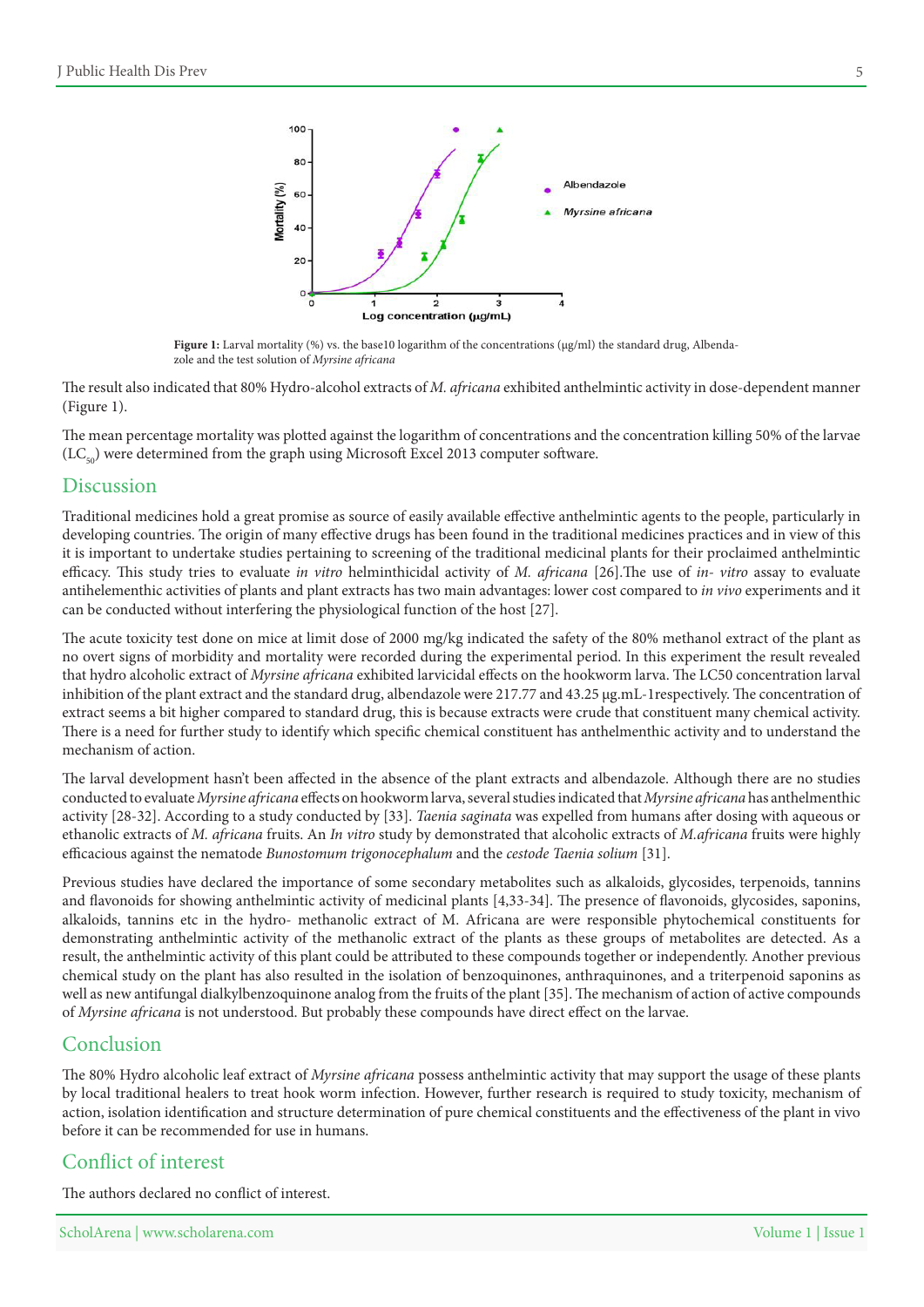Figure 1: Larval mortality (%) vs. the base10 logarithm of the concentrations (μg/ml) the standard drug, Albendazole and the test solution of *Myrsine africana*

The result also indicated that 80% Hydro-alcohol extracts of *M. africana* exhibited anthelmintic activity in dose-dependent manner (Figure 1).

The mean percentage mortality was plotted against the logarithm of concentrations and the concentration killing 50% of the larvae ($LC_{50}$) were determined from the graph using Microsoft Excel 2013 computer software.

## Discussion

Traditional medicines hold a great promise as source of easily available effective anthelmintic agents to the people, particularly in developing countries. The origin of many effective drugs has been found in the traditional medicines practices and in view of this it is important to undertake studies pertaining to screening of the traditional medicinal plants for their proclaimed anthelmintic efficacy. This study tries to evaluate *in vitro* helminthicidal activity of *M. africana* [26].The use of *in- vitro* assay to evaluate antihelementhic activities of plants and plant extracts has two main advantages: lower cost compared to *in vivo* experiments and it can be conducted without interfering the physiological function of the host [27].

The acute toxicity test done on mice at limit dose of 2000 mg/kg indicated the safety of the 80% methanol extract of the plant as no overt signs of morbidity and mortality were recorded during the experimental period. In this experiment the result revealed that hydro alcoholic extract of *Myrsine africana* exhibited larvicidal effects on the hookworm larva. The LC50 concentration larval inhibition of the plant extract and the standard drug, albendazole were 217.77 and 43.25 μg.mL-1respectively. The concentration of extract seems a bit higher compared to standard drug, this is because extracts were crude that constituent many chemical activity. There is a need for further study to identify which specific chemical constituent has anthelmenthic activity and to understand the mechanism of action.

The larval development hasn't been affected in the absence of the plant extracts and albendazole. Although there are no studies conducted to evaluate *Myrsine africana* effects on hookworm larva, several studies indicated that *Myrsine africana* has anthelmenthic activity [28-32]. According to a study conducted by [33]. *Taenia saginata* was expelled from humans after dosing with aqueous or ethanolic extracts of *M. africana* fruits. An *In vitro* study by demonstrated that alcoholic extracts of *M.africana* fruits were highly efficacious against the nematode *Bunostomum trigonocephalum* and the *cestode Taenia solium* [31].

Previous studies have declared the importance of some secondary metabolites such as alkaloids, glycosides, terpenoids, tannins and flavonoids for showing anthelmintic activity of medicinal plants [4,33-34]. The presence of flavonoids, glycosides, saponins, alkaloids, tannins etc in the hydro- methanolic extract of M. Africana are were responsible phytochemical constituents for demonstrating anthelmintic activity of the methanolic extract of the plants as these groups of metabolites are detected. As a result, the anthelmintic activity of this plant could be attributed to these compounds together or independently. Another previous chemical study on the plant has also resulted in the isolation of benzoquinones, anthraquinones, and a triterpenoid saponins as well as new antifungal dialkylbenzoquinone analog from the fruits of the plant [35]. The mechanism of action of active compounds of *Myrsine africana* is not understood. But probably these compounds have direct effect on the larvae.

## Conclusion

The 80% Hydro alcoholic leaf extract of *Myrsine africana* possess anthelmintic activity that may support the usage of these plants by local traditional healers to treat hook worm infection. However, further research is required to study toxicity, mechanism of action, isolation identification and structure determination of pure chemical constituents and the effectiveness of the plant in vivo before it can be recommended for use in humans.

## Conflict of interest

The authors declared no conflict of interest.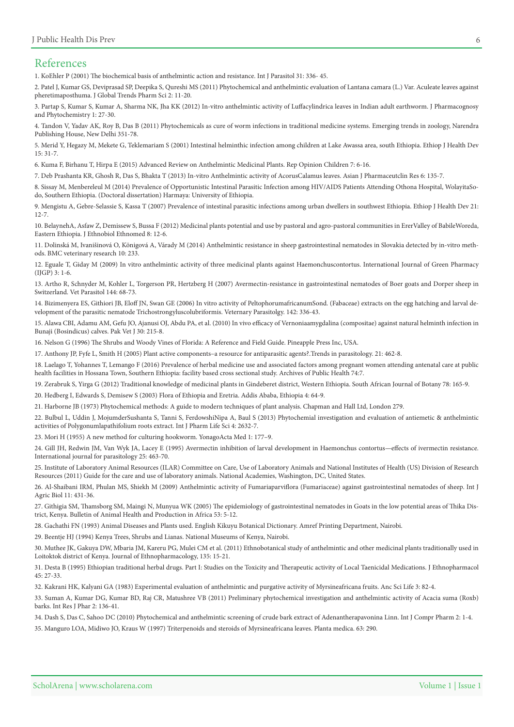## References

1. KoEhler P (2001) The biochemical basis of anthelmintic action and resistance. Int J Parasitol 31: 336- 45.

2. Patel J, Kumar GS, Deviprasad SP, Deepika S, Qureshi MS (2011) Phytochemical and anthelmintic evaluation of Lantana camara (L.) Var. Aculeate leaves against pheretimaposthuma. J Global Trends Pharm Sci 2: 11-20.

3. Partap S, Kumar S, Kumar A, Sharma NK, Jha KK (2012) In-vitro anthelmintic activity of Luffacylindrica leaves in Indian adult earthworm. J Pharmacognosy and Phytochemistry 1: 27-30.

4. Tandon V, Yadav AK, Roy B, Das B (2011) Phytochemicals as cure of worm infections in traditional medicine systems. Emerging trends in zoology, Narendra Publishing House, New Delhi 351-78.

5. Merid Y, Hegazy M, Mekete G, Teklemariam S (2001) Intestinal helminthic infection among children at Lake Awassa area, south Ethiopia. Ethiop J Health Dev 15: 31-7.

6. Kuma F, Birhanu T, Hirpa E (2015) Advanced Review on Anthelmintic Medicinal Plants. Rep Opinion Children 7: 6-16.

7. Deb Prashanta KR, Ghosh R, Das S, Bhakta T (2013) In-vitro Anthelmintic activity of AcorusCalamus leaves. Asian J Pharmaceutclin Res 6: 135-7.

8. Sissay M, Menbereleul M (2014) Prevalence of Opportunistic Intestinal Parasitic Infection among HIV/AIDS Patients Attending Othona Hospital, WolayitaSodo, Southern Ethiopia. (Doctoral dissertation) Harmaya: University of Ethiopia.

9. Mengistu A, Gebre-Selassie S, Kassa T (2007) Prevalence of intestinal parasitic infections among urban dwellers in southwest Ethiopia. Ethiop J Health Dev 21: 12-7.

10. BelaynehA, Asfaw Z, Demissew S, Bussa F (2012) Medicinal plants potential and use by pastoral and agro-pastoral communities in ErerValley of BabileWoreda, Eastern Ethiopia. J Ethnobiol Ethnomed 8: 12-6.

11. Dolinská M, Ivanišinová O, Königová A, Várady M (2014) Anthelmintic resistance in sheep gastrointestinal nematodes in Slovakia detected by in-vitro methods. BMC veterinary research 10: 233.

12. Eguale T, Giday M (2009) In vitro anthelmintic activity of three medicinal plants against Haemonchuscontortus. International Journal of Green Pharmacy (IJGP) 3: 1-6.

13. Artho R, Schnyder M, Kohler L, Torgerson PR, Hertzberg H (2007) Avermectin-resistance in gastrointestinal nematodes of Boer goats and Dorper sheep in Switzerland. Vet Parasitol 144: 68-73.

14. Bizimenyera ES, Githiori JB, Eloff JN, Swan GE (2006) In vitro activity of PeltophorumafricanumSond. (Fabaceae) extracts on the egg hatching and larval development of the parasitic nematode Trichostrongyluscolubriformis. Veternary Parasitolgy. 142: 336-43.

15. Alawa CBI, Adamu AM, Gefu JO, Ajanusi OJ, Abdu PA, et al. (2010) In vivo efficacy of Vernoniaamygdalina (compositae) against natural helminth infection in Bunaji (Bosindicus) calves. Pak Vet J 30: 215-8.

16. Nelson G (1996) The Shrubs and Woody Vines of Florida: A Reference and Field Guide. Pineapple Press Inc, USA.

17. Anthony JP, Fyfe L, Smith H (2005) Plant active components–a resource for antiparasitic agents?.Trends in parasitology. 21: 462-8.

18. Laelago T, Yohannes T, Lemango F (2016) Prevalence of herbal medicine use and associated factors among pregnant women attending antenatal care at public health facilities in Hossana Town, Southern Ethiopia: facility based cross sectional study. Archives of Public Health 74:7.

19. Zerabruk S, Yirga G (2012) Traditional knowledge of medicinal plants in Gindeberet district, Western Ethiopia. South African Journal of Botany 78: 165-9.

20. Hedberg I, Edwards S, Demisew S (2003) Flora of Ethiopia and Eretria. Addis Ababa, Ethiopia 4: 64-9.

21. Harborne JB (1973) Phytochemical methods: A guide to modern techniques of plant analysis. Chapman and Hall Ltd, London 279.

22. Bulbul L, Uddin J, MojumderSushanta S, Tanni S, FerdowshiNipa A, Baul S (2013) Phytochemial investigation and evaluation of antiemetic & anthelmintic activities of Polygonumlapathifolium roots extract. Int J Pharm Life Sci 4: 2632-7.

23. Mori H (1955) A new method for culturing hookworm. YonagoActa Med 1: 177–9.

24. Gill JH, Redwin JM, Van Wyk JA, Lacey E (1995) Avermectin inhibition of larval development in Haemonchus contortus—effects of ivermectin resistance. International journal for parasitology 25: 463-70.

25. Institute of Laboratory Animal Resources (ILAR) Committee on Care, Use of Laboratory Animals and National Institutes of Health (US) Division of Research Resources (2011) Guide for the care and use of laboratory animals. National Academies, Washington, DC, United States.

26. Al-Shaibani IRM, Phulan MS, Shiekh M (2009) Anthelmintic activity of Fumariaparviflora (Fumariaceae) against gastrointestinal nematodes of sheep. Int J Agric Biol 11: 431-36.

27. Githigia SM, Thamsborg SM, Maingi N, Munyua WK (2005) The epidemiology of gastrointestinal nematodes in Goats in the low potential areas of Thika District, Kenya. Bulletin of Animal Health and Production in Africa 53: 5-12.

28. Gachathi FN (1993) Animal Diseases and Plants used. English Kikuyu Botanical Dictionary. Amref Printing Department, Nairobi.

29. Beentje HJ (1994) Kenya Trees, Shrubs and Lianas. National Museums of Kenya, Nairobi.

30. Muthee JK, Gakuya DW, Mbaria JM, Kareru PG, Mulei CM et al. (2011) Ethnobotanical study of anthelmintic and other medicinal plants traditionally used in Loitoktok district of Kenya. Journal of Ethnopharmacology, 135: 15-21.

31. Desta B (1995) Ethiopian traditional herbal drugs. Part I: Studies on the Toxicity and Therapeutic activity of Local Taenicidal Medications. J Ethnopharmacol 45: 27-33.

32. Kakrani HK, Kalyani GA (1983) Experimental evaluation of anthelmintic and purgative activity of Myrsineafricana fruits. Anc Sci Life 3: 82-4.

33. Suman A, Kumar DG, Kumar BD, Raj CR, Matushree VB (2011) Preliminary phytochemical investigation and anthelmintic activity of Acacia suma (Roxb) barks. Int Res J Phar 2: 136-41.

34. Dash S, Das C, Sahoo DC (2010) Phytochemical and anthelmintic screening of crude bark extract of Adenantherapavonina Linn. Int J Compr Pharm 2: 1-4.

35. Manguro LOA, Midiwo JO, Kraus W (1997) Triterpenoids and steroids of Myrsineafricana leaves. Planta medica. 63: 290.